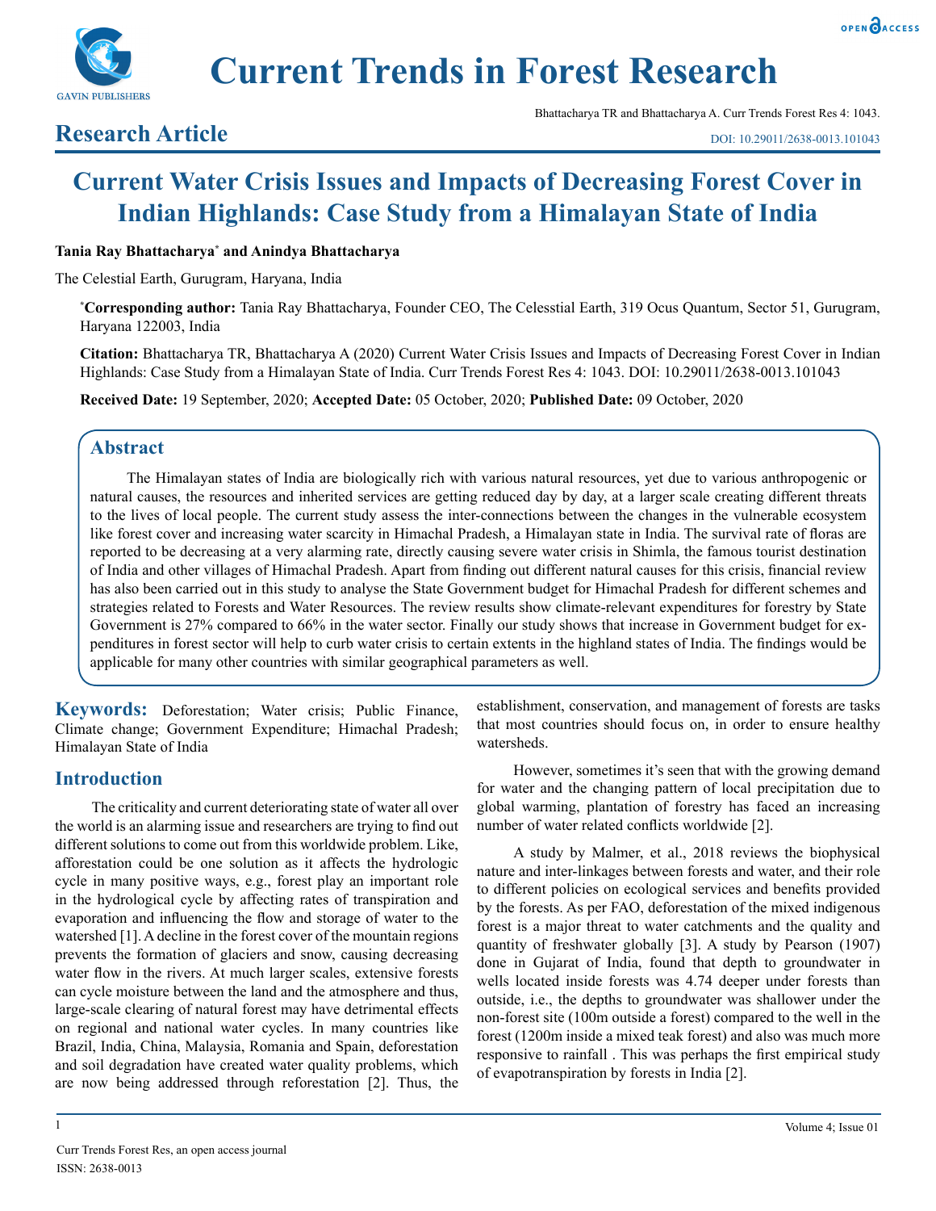# Current Trends in Forest Research

Bhattacharya TR and Bhattacharya A. Curr Trends Forest Res 4: 1043.

## Research Article

DOI: 10.29011/2638-0013.101043

# Current Water Crisis Issues and Impacts of Decreasing Forest Cover in Indian Highlands: Case Study from a Himalayan State of India

**Tania Ray Bhattacharya* and Anindya Bhattacharya**

The Celestial Earth, Gurugram, Haryana, India

***Corresponding author:** Tania Ray Bhattacharya, Founder CEO, The Celesstial Earth, 319 Ocus Quantum, Sector 51, Gurugram, Haryana 122003, India

**Citation:** Bhattacharya TR, Bhattacharya A (2020) Current Water Crisis Issues and Impacts of Decreasing Forest Cover in Indian Highlands: Case Study from a Himalayan State of India. Curr Trends Forest Res 4: 1043. DOI: 10.29011/2638-0013.101043

**Received Date:** 19 September, 2020; **Accepted Date:** 05 October, 2020; **Published Date:** 09 October, 2020

## Abstract

The Himalayan states of India are biologically rich with various natural resources, yet due to various anthropogenic or natural causes, the resources and inherited services are getting reduced day by day, at a larger scale creating different threats to the lives of local people. The current study assess the inter-connections between the changes in the vulnerable ecosystem like forest cover and increasing water scarcity in Himachal Pradesh, a Himalayan state in India. The survival rate of floras are reported to be decreasing at a very alarming rate, directly causing severe water crisis in Shimla, the famous tourist destination of India and other villages of Himachal Pradesh. Apart from finding out different natural causes for this crisis, financial review has also been carried out in this study to analyse the State Government budget for Himachal Pradesh for different schemes and strategies related to Forests and Water Resources. The review results show climate-relevant expenditures for forestry by State Government is 27% compared to 66% in the water sector. Finally our study shows that increase in Government budget for expenditures in forest sector will help to curb water crisis to certain extents in the highland states of India. The findings would be applicable for many other countries with similar geographical parameters as well.

**Keywords:** Deforestation; Water crisis; Public Finance, Climate change; Government Expenditure; Himachal Pradesh; Himalayan State of India

## Introduction

The criticality and current deteriorating state of water all over the world is an alarming issue and researchers are trying to find out different solutions to come out from this worldwide problem. Like, afforestation could be one solution as it affects the hydrologic cycle in many positive ways, e.g., forest play an important role in the hydrological cycle by affecting rates of transpiration and evaporation and influencing the flow and storage of water to the watershed [1]. A decline in the forest cover of the mountain regions prevents the formation of glaciers and snow, causing decreasing water flow in the rivers. At much larger scales, extensive forests can cycle moisture between the land and the atmosphere and thus, large-scale clearing of natural forest may have detrimental effects on regional and national water cycles. In many countries like Brazil, India, China, Malaysia, Romania and Spain, deforestation and soil degradation have created water quality problems, which are now being addressed through reforestation [2]. Thus, the establishment, conservation, and management of forests are tasks that most countries should focus on, in order to ensure healthy watersheds.

However, sometimes it's seen that with the growing demand for water and the changing pattern of local precipitation due to global warming, plantation of forestry has faced an increasing number of water related conflicts worldwide [2].

A study by Malmer, et al., 2018 reviews the biophysical nature and inter-linkages between forests and water, and their role to different policies on ecological services and benefits provided by the forests. As per FAO, deforestation of the mixed indigenous forest is a major threat to water catchments and the quality and quantity of freshwater globally [3]. A study by Pearson (1907) done in Gujarat of India, found that depth to groundwater in wells located inside forests was 4.74 deeper under forests than outside, i.e., the depths to groundwater was shallower under the non-forest site (100m outside a forest) compared to the well in the forest (1200m inside a mixed teak forest) and also was much more responsive to rainfall . This was perhaps the first empirical study of evapotranspiration by forests in India [2].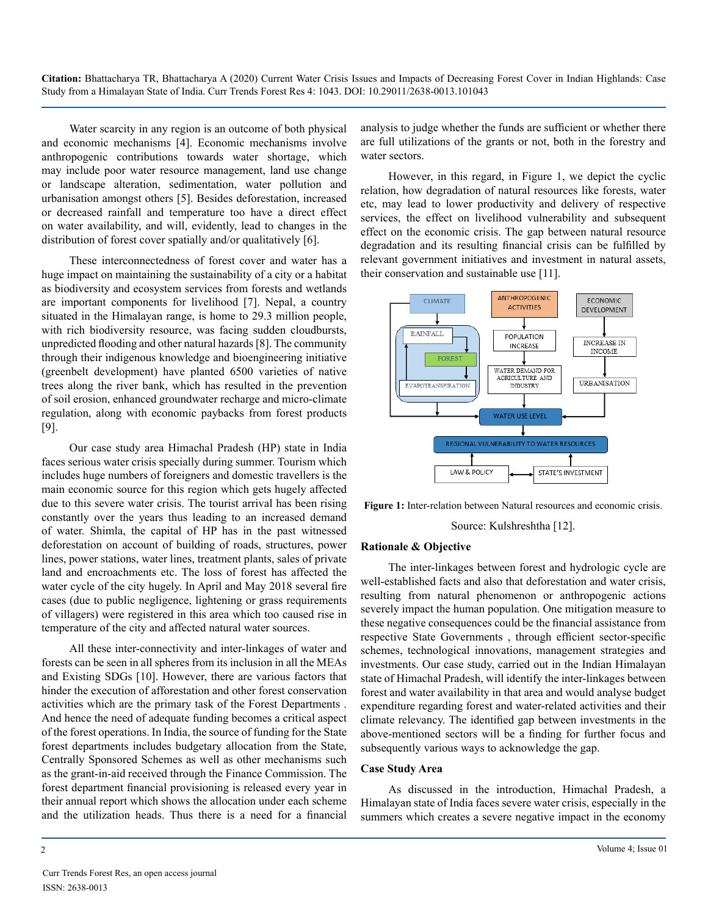Water scarcity in any region is an outcome of both physical and economic mechanisms [4]. Economic mechanisms involve anthropogenic contributions towards water shortage, which may include poor water resource management, land use change or landscape alteration, sedimentation, water pollution and urbanisation amongst others [5]. Besides deforestation, increased or decreased rainfall and temperature too have a direct effect on water availability, and will, evidently, lead to changes in the distribution of forest cover spatially and/or qualitatively [6].

These interconnectedness of forest cover and water has a huge impact on maintaining the sustainability of a city or a habitat as biodiversity and ecosystem services from forests and wetlands are important components for livelihood [7]. Nepal, a country situated in the Himalayan range, is home to 29.3 million people, with rich biodiversity resource, was facing sudden cloudbursts, unpredicted flooding and other natural hazards [8]. The community through their indigenous knowledge and bioengineering initiative (greenbelt development) have planted 6500 varieties of native trees along the river bank, which has resulted in the prevention of soil erosion, enhanced groundwater recharge and micro-climate regulation, along with economic paybacks from forest products [9].

Our case study area Himachal Pradesh (HP) state in India faces serious water crisis specially during summer. Tourism which includes huge numbers of foreigners and domestic travellers is the main economic source for this region which gets hugely affected due to this severe water crisis. The tourist arrival has been rising constantly over the years thus leading to an increased demand of water. Shimla, the capital of HP has in the past witnessed deforestation on account of building of roads, structures, power lines, power stations, water lines, treatment plants, sales of private land and encroachments etc. The loss of forest has affected the water cycle of the city hugely. In April and May 2018 several fire cases (due to public negligence, lightening or grass requirements of villagers) were registered in this area which too caused rise in temperature of the city and affected natural water sources.

All these inter-connectivity and inter-linkages of water and forests can be seen in all spheres from its inclusion in all the MEAs and Existing SDGs [10]. However, there are various factors that hinder the execution of afforestation and other forest conservation activities which are the primary task of the Forest Departments . And hence the need of adequate funding becomes a critical aspect of the forest operations. In India, the source of funding for the State forest departments includes budgetary allocation from the State, Centrally Sponsored Schemes as well as other mechanisms such as the grant-in-aid received through the Finance Commission. The forest department financial provisioning is released every year in their annual report which shows the allocation under each scheme and the utilization heads. Thus there is a need for a financial analysis to judge whether the funds are sufficient or whether there are full utilizations of the grants or not, both in the forestry and water sectors.

However, in this regard, in Figure 1, we depict the cyclic relation, how degradation of natural resources like forests, water etc, may lead to lower productivity and delivery of respective services, the effect on livelihood vulnerability and subsequent effect on the economic crisis. The gap between natural resource degradation and its resulting financial crisis can be fulfilled by relevant government initiatives and investment in natural assets, their conservation and sustainable use [11].

**Figure 1:** Inter-relation between Natural resources and economic crisis.

Source: Kulshreshtha [12].

## Rationale & Objective

The inter-linkages between forest and hydrologic cycle are well-established facts and also that deforestation and water crisis, resulting from natural phenomenon or anthropogenic actions severely impact the human population. One mitigation measure to these negative consequences could be the financial assistance from respective State Governments , through efficient sector-specific schemes, technological innovations, management strategies and investments. Our case study, carried out in the Indian Himalayan state of Himachal Pradesh, will identify the inter-linkages between forest and water availability in that area and would analyse budget expenditure regarding forest and water-related activities and their climate relevancy. The identified gap between investments in the above-mentioned sectors will be a finding for further focus and subsequently various ways to acknowledge the gap.

## Case Study Area

As discussed in the introduction, Himachal Pradesh, a Himalayan state of India faces severe water crisis, especially in the summers which creates a severe negative impact in the economy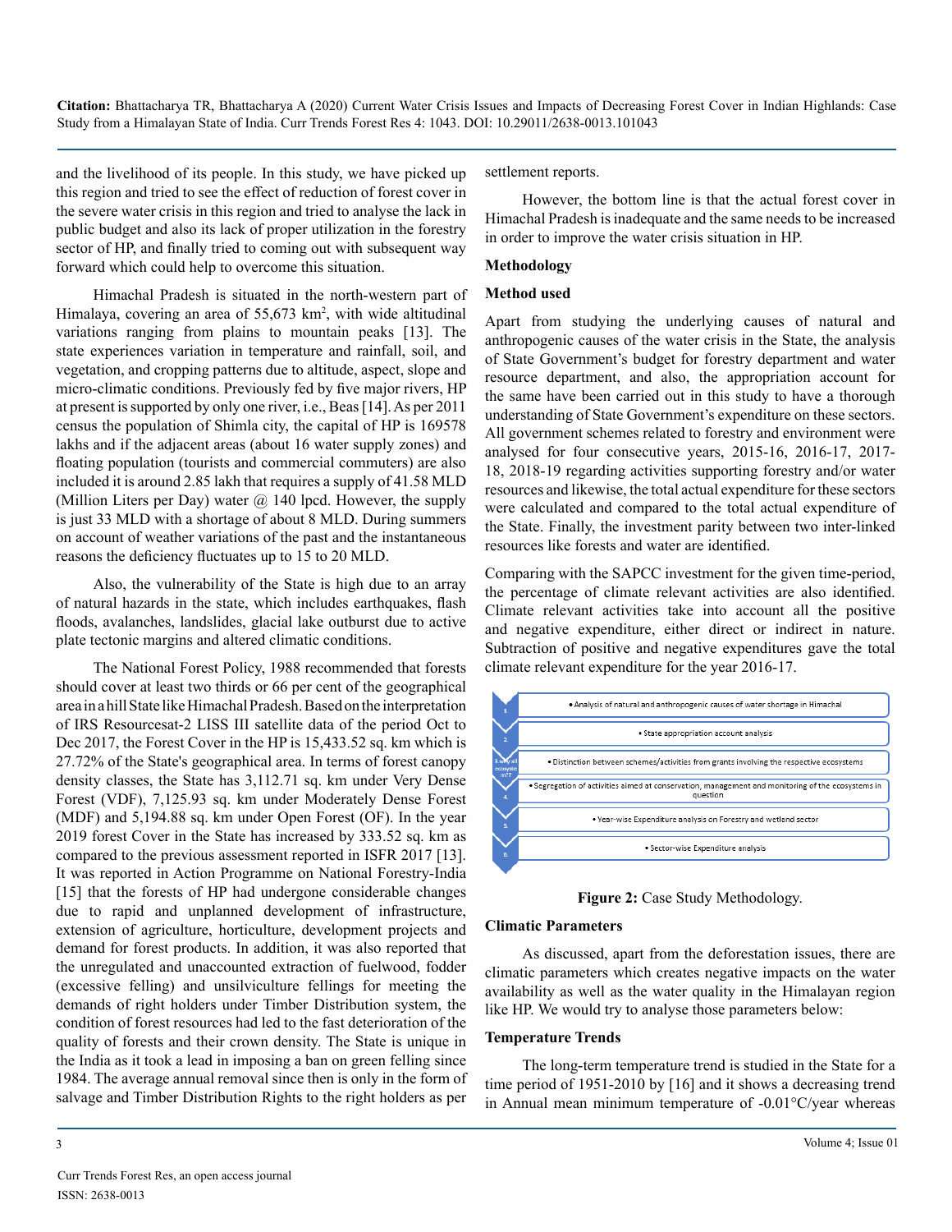and the livelihood of its people. In this study, we have picked up this region and tried to see the effect of reduction of forest cover in the severe water crisis in this region and tried to analyse the lack in public budget and also its lack of proper utilization in the forestry sector of HP, and finally tried to coming out with subsequent way forward which could help to overcome this situation.

Himachal Pradesh is situated in the north-western part of Himalaya, covering an area of 55,673 km$^2$, with wide altitudinal variations ranging from plains to mountain peaks [13]. The state experiences variation in temperature and rainfall, soil, and vegetation, and cropping patterns due to altitude, aspect, slope and micro-climatic conditions. Previously fed by five major rivers, HP at present is supported by only one river, i.e., Beas [14]. As per 2011 census the population of Shimla city, the capital of HP is 169578 lakhs and if the adjacent areas (about 16 water supply zones) and floating population (tourists and commercial commuters) are also included it is around 2.85 lakh that requires a supply of 41.58 MLD (Million Liters per Day) water @ 140 lpcd. However, the supply is just 33 MLD with a shortage of about 8 MLD. During summers on account of weather variations of the past and the instantaneous reasons the deficiency fluctuates up to 15 to 20 MLD.

Also, the vulnerability of the State is high due to an array of natural hazards in the state, which includes earthquakes, flash floods, avalanches, landslides, glacial lake outburst due to active plate tectonic margins and altered climatic conditions.

The National Forest Policy, 1988 recommended that forests should cover at least two thirds or 66 per cent of the geographical area in a hill State like Himachal Pradesh. Based on the interpretation of IRS Resourcesat-2 LISS III satellite data of the period Oct to Dec 2017, the Forest Cover in the HP is 15,433.52 sq. km which is 27.72% of the State's geographical area. In terms of forest canopy density classes, the State has 3,112.71 sq. km under Very Dense Forest (VDF), 7,125.93 sq. km under Moderately Dense Forest (MDF) and 5,194.88 sq. km under Open Forest (OF). In the year 2019 forest Cover in the State has increased by 333.52 sq. km as compared to the previous assessment reported in ISFR 2017 [13]. It was reported in Action Programme on National Forestry-India [15] that the forests of HP had undergone considerable changes due to rapid and unplanned development of infrastructure, extension of agriculture, horticulture, development projects and demand for forest products. In addition, it was also reported that the unregulated and unaccounted extraction of fuelwood, fodder (excessive felling) and unsilviculture fellings for meeting the demands of right holders under Timber Distribution system, the condition of forest resources had led to the fast deterioration of the quality of forests and their crown density. The State is unique in the India as it took a lead in imposing a ban on green felling since 1984. The average annual removal since then is only in the form of salvage and Timber Distribution Rights to the right holders as per settlement reports.

However, the bottom line is that the actual forest cover in Himachal Pradesh is inadequate and the same needs to be increased in order to improve the water crisis situation in HP.

## Methodology

### Method used

Apart from studying the underlying causes of natural and anthropogenic causes of the water crisis in the State, the analysis of State Government's budget for forestry department and water resource department, and also, the appropriation account for the same have been carried out in this study to have a thorough understanding of State Government's expenditure on these sectors. All government schemes related to forestry and environment were analysed for four consecutive years, 2015-16, 2016-17, 2017-18, 2018-19 regarding activities supporting forestry and/or water resources and likewise, the total actual expenditure for these sectors were calculated and compared to the total actual expenditure of the State. Finally, the investment parity between two inter-linked resources like forests and water are identified.

Comparing with the SAPCC investment for the given time-period, the percentage of climate relevant activities are also identified. Climate relevant activities take into account all the positive and negative expenditure, either direct or indirect in nature. Subtraction of positive and negative expenditures gave the total climate relevant expenditure for the year 2016-17.

1. • Analysis of natural and anthropogenic causes of water shortage in Himachal
2. • State appropriation account analysis
3. • Distinction between schemes/activities from grants involving the respective ecosystems
4. • Segregation of activities aimed at conservation, management and monitoring of the ecosystems in question
5. • Year-wise Expenditure analysis on Forestry and wetland sector
6. • Sector-wise Expenditure analysis

**Figure 2:** Case Study Methodology.

### Climatic Parameters

As discussed, apart from the deforestation issues, there are climatic parameters which creates negative impacts on the water availability as well as the water quality in the Himalayan region like HP. We would try to analyse those parameters below:

### Temperature Trends

The long-term temperature trend is studied in the State for a time period of 1951-2010 by [16] and it shows a decreasing trend in Annual mean minimum temperature of -0.01°C/year whereas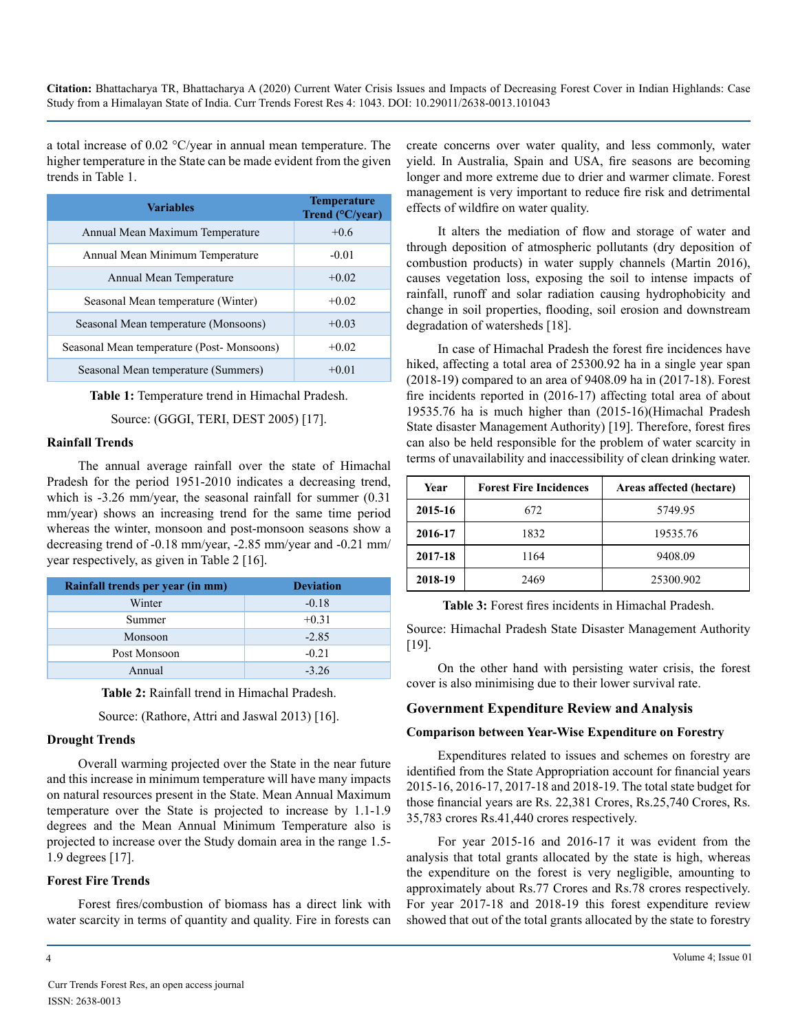a total increase of 0.02 °C/year in annual mean temperature. The higher temperature in the State can be made evident from the given trends in Table 1.

| Variables | Temperature Trend (°C/year) |
|---|---|
| Annual Mean Maximum Temperature | +0.6 |
| Annual Mean Minimum Temperature | -0.01 |
| Annual Mean Temperature | +0.02 |
| Seasonal Mean temperature (Winter) | +0.02 |
| Seasonal Mean temperature (Monsoons) | +0.03 |
| Seasonal Mean temperature (Post- Monsoons) | +0.02 |
| Seasonal Mean temperature (Summers) | +0.01 |

**Table 1:** Temperature trend in Himachal Pradesh.

Source: (GGGI, TERI, DEST 2005) [17].

### Rainfall Trends

The annual average rainfall over the state of Himachal Pradesh for the period 1951-2010 indicates a decreasing trend, which is -3.26 mm/year, the seasonal rainfall for summer (0.31 mm/year) shows an increasing trend for the same time period whereas the winter, monsoon and post-monsoon seasons show a decreasing trend of -0.18 mm/year, -2.85 mm/year and -0.21 mm/year respectively, as given in Table 2 [16].

| Rainfall trends per year (in mm) | Deviation |
|---|---|
| Winter | -0.18 |
| Summer | +0.31 |
| Monsoon | -2.85 |
| Post Monsoon | -0.21 |
| Annual | -3.26 |

**Table 2:** Rainfall trend in Himachal Pradesh.

Source: (Rathore, Attri and Jaswal 2013) [16].

### Drought Trends

Overall warming projected over the State in the near future and this increase in minimum temperature will have many impacts on natural resources present in the State. Mean Annual Maximum temperature over the State is projected to increase by 1.1-1.9 degrees and the Mean Annual Minimum Temperature also is projected to increase over the Study domain area in the range 1.5-1.9 degrees [17].

### Forest Fire Trends

Forest fires/combustion of biomass has a direct link with water scarcity in terms of quantity and quality. Fire in forests can create concerns over water quality, and less commonly, water yield. In Australia, Spain and USA, fire seasons are becoming longer and more extreme due to drier and warmer climate. Forest management is very important to reduce fire risk and detrimental effects of wildfire on water quality.

It alters the mediation of flow and storage of water and through deposition of atmospheric pollutants (dry deposition of combustion products) in water supply channels (Martin 2016), causes vegetation loss, exposing the soil to intense impacts of rainfall, runoff and solar radiation causing hydrophobicity and change in soil properties, flooding, soil erosion and downstream degradation of watersheds [18].

In case of Himachal Pradesh the forest fire incidences have hiked, affecting a total area of 25300.92 ha in a single year span (2018-19) compared to an area of 9408.09 ha in (2017-18). Forest fire incidents reported in (2016-17) affecting total area of about 19535.76 ha is much higher than (2015-16)(Himachal Pradesh State disaster Management Authority) [19]. Therefore, forest fires can also be held responsible for the problem of water scarcity in terms of unavailability and inaccessibility of clean drinking water.

| Year | Forest Fire Incidences | Areas affected (hectare) |
|---|---|---|
| **2015-16** | 672 | 5749.95 |
| **2016-17** | 1832 | 19535.76 |
| **2017-18** | 1164 | 9408.09 |
| **2018-19** | 2469 | 25300.902 |

**Table 3:** Forest fires incidents in Himachal Pradesh.

Source: Himachal Pradesh State Disaster Management Authority [19].

On the other hand with persisting water crisis, the forest cover is also minimising due to their lower survival rate.

## Government Expenditure Review and Analysis

### Comparison between Year-Wise Expenditure on Forestry

Expenditures related to issues and schemes on forestry are identified from the State Appropriation account for financial years 2015-16, 2016-17, 2017-18 and 2018-19. The total state budget for those financial years are Rs. 22,381 Crores, Rs.25,740 Crores, Rs. 35,783 crores Rs.41,440 crores respectively.

For year 2015-16 and 2016-17 it was evident from the analysis that total grants allocated by the state is high, whereas the expenditure on the forest is very negligible, amounting to approximately about Rs.77 Crores and Rs.78 crores respectively. For year 2017-18 and 2018-19 this forest expenditure review showed that out of the total grants allocated by the state to forestry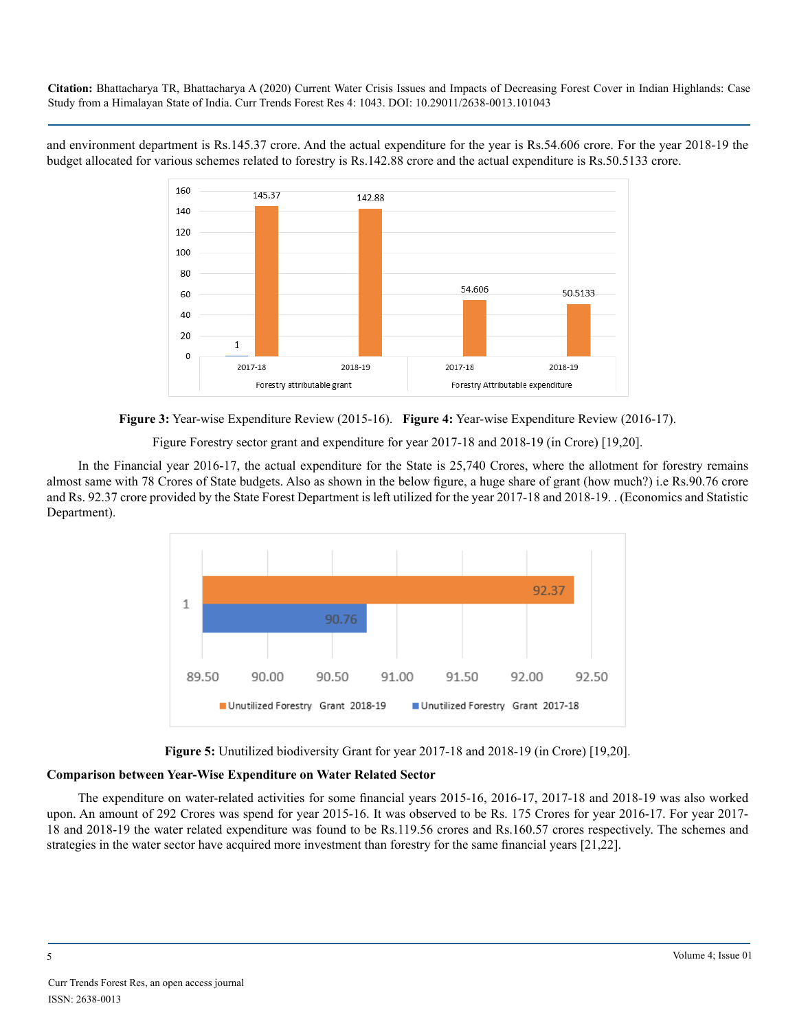and environment department is Rs.145.37 crore. And the actual expenditure for the year is Rs.54.606 crore. For the year 2018-19 the budget allocated for various schemes related to forestry is Rs.142.88 crore and the actual expenditure is Rs.50.5133 crore.

**Figure 3:** Year-wise Expenditure Review (2015-16). **Figure 4:** Year-wise Expenditure Review (2016-17).

Figure Forestry sector grant and expenditure for year 2017-18 and 2018-19 (in Crore) [19,20].

In the Financial year 2016-17, the actual expenditure for the State is 25,740 Crores, where the allotment for forestry remains almost same with 78 Crores of State budgets. Also as shown in the below figure, a huge share of grant (how much?) i.e Rs.90.76 crore and Rs. 92.37 crore provided by the State Forest Department is left utilized for the year 2017-18 and 2018-19. . (Economics and Statistic Department).

**Figure 5:** Unutilized biodiversity Grant for year 2017-18 and 2018-19 (in Crore) [19,20].

### Comparison between Year-Wise Expenditure on Water Related Sector

The expenditure on water-related activities for some financial years 2015-16, 2016-17, 2017-18 and 2018-19 was also worked upon. An amount of 292 Crores was spend for year 2015-16. It was observed to be Rs. 175 Crores for year 2016-17. For year 2017-18 and 2018-19 the water related expenditure was found to be Rs.119.56 crores and Rs.160.57 crores respectively. The schemes and strategies in the water sector have acquired more investment than forestry for the same financial years [21,22].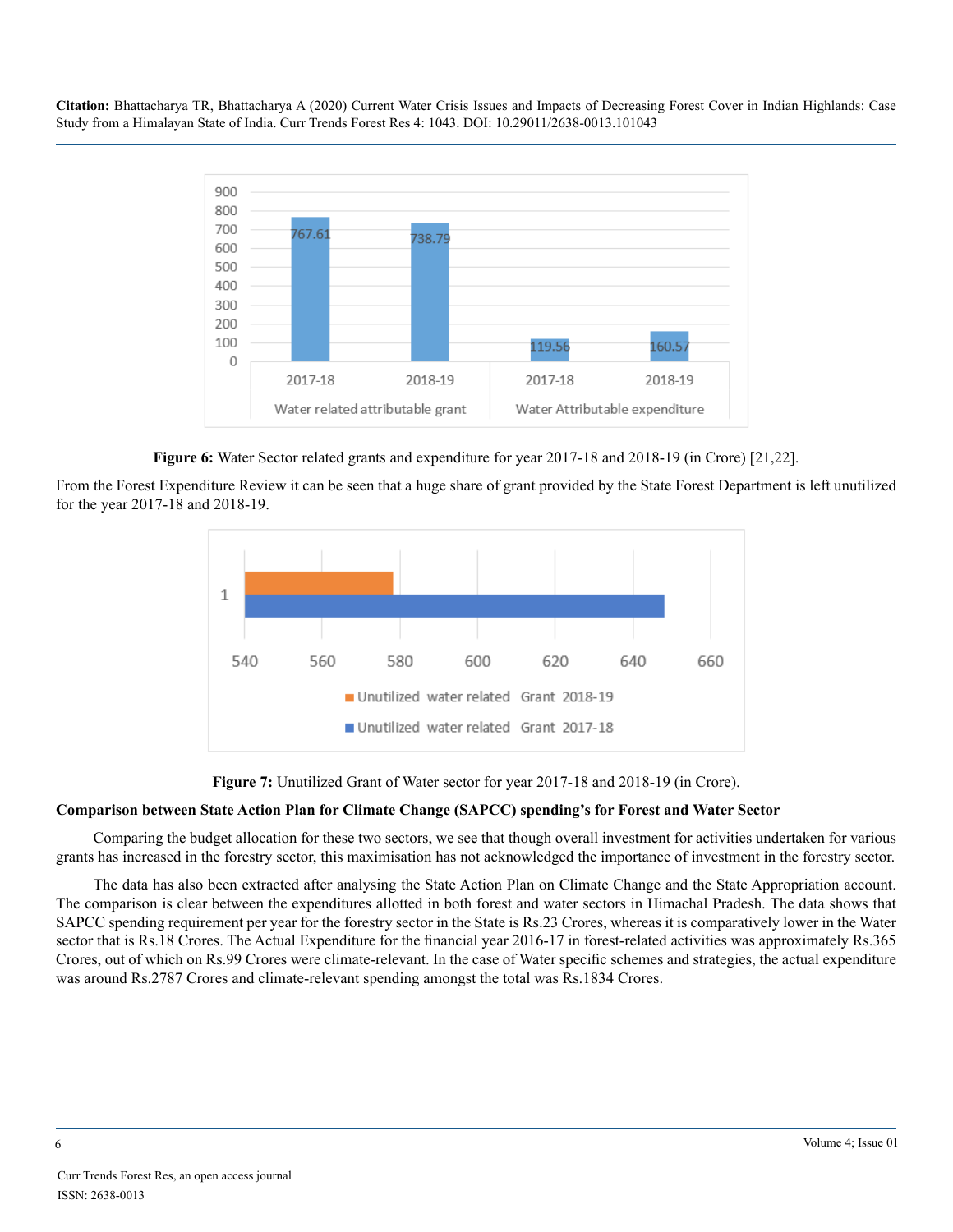**Figure 6:** Water Sector related grants and expenditure for year 2017-18 and 2018-19 (in Crore) [21,22].

From the Forest Expenditure Review it can be seen that a huge share of grant provided by the State Forest Department is left unutilized for the year 2017-18 and 2018-19.

**Figure 7:** Unutilized Grant of Water sector for year 2017-18 and 2018-19 (in Crore).

### Comparison between State Action Plan for Climate Change (SAPCC) spending's for Forest and Water Sector

Comparing the budget allocation for these two sectors, we see that though overall investment for activities undertaken for various grants has increased in the forestry sector, this maximisation has not acknowledged the importance of investment in the forestry sector.

The data has also been extracted after analysing the State Action Plan on Climate Change and the State Appropriation account. The comparison is clear between the expenditures allotted in both forest and water sectors in Himachal Pradesh. The data shows that SAPCC spending requirement per year for the forestry sector in the State is Rs.23 Crores, whereas it is comparatively lower in the Water sector that is Rs.18 Crores. The Actual Expenditure for the financial year 2016-17 in forest-related activities was approximately Rs.365 Crores, out of which on Rs.99 Crores were climate-relevant. In the case of Water specific schemes and strategies, the actual expenditure was around Rs.2787 Crores and climate-relevant spending amongst the total was Rs.1834 Crores.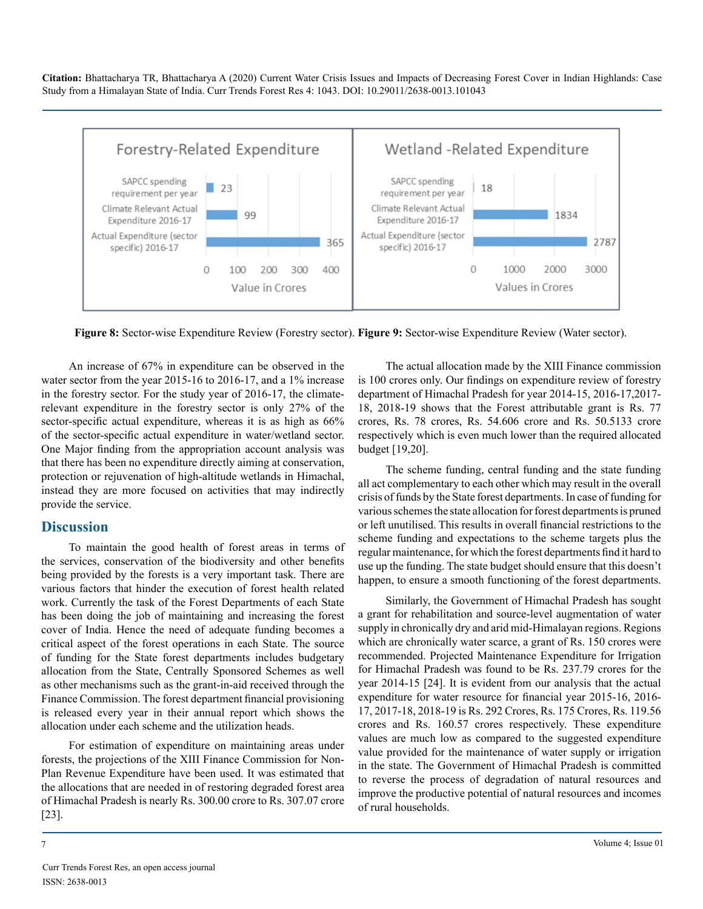Figure 8: Sector-wise Expenditure Review (Forestry sector). **Figure 9:** Sector-wise Expenditure Review (Water sector).

An increase of 67% in expenditure can be observed in the water sector from the year 2015-16 to 2016-17, and a 1% increase in the forestry sector. For the study year of 2016-17, the climate-relevant expenditure in the forestry sector is only 27% of the sector-specific actual expenditure, whereas it is as high as 66% of the sector-specific actual expenditure in water/wetland sector. One Major finding from the appropriation account analysis was that there has been no expenditure directly aiming at conservation, protection or rejuvenation of high-altitude wetlands in Himachal, instead they are more focused on activities that may indirectly provide the service.

## Discussion

To maintain the good health of forest areas in terms of the services, conservation of the biodiversity and other benefits being provided by the forests is a very important task. There are various factors that hinder the execution of forest health related work. Currently the task of the Forest Departments of each State has been doing the job of maintaining and increasing the forest cover of India. Hence the need of adequate funding becomes a critical aspect of the forest operations in each State. The source of funding for the State forest departments includes budgetary allocation from the State, Centrally Sponsored Schemes as well as other mechanisms such as the grant-in-aid received through the Finance Commission. The forest department financial provisioning is released every year in their annual report which shows the allocation under each scheme and the utilization heads.

For estimation of expenditure on maintaining areas under forests, the projections of the XIII Finance Commission for Non-Plan Revenue Expenditure have been used. It was estimated that the allocations that are needed in of restoring degraded forest area of Himachal Pradesh is nearly Rs. 300.00 crore to Rs. 307.07 crore [23].

The actual allocation made by the XIII Finance commission is 100 crores only. Our findings on expenditure review of forestry department of Himachal Pradesh for year 2014-15, 2016-17,2017-18, 2018-19 shows that the Forest attributable grant is Rs. 77 crores, Rs. 78 crores, Rs. 54.606 crore and Rs. 50.5133 crore respectively which is even much lower than the required allocated budget [19,20].

The scheme funding, central funding and the state funding all act complementary to each other which may result in the overall crisis of funds by the State forest departments. In case of funding for various schemes the state allocation for forest departments is pruned or left unutilised. This results in overall financial restrictions to the scheme funding and expectations to the scheme targets plus the regular maintenance, for which the forest departments find it hard to use up the funding. The state budget should ensure that this doesn't happen, to ensure a smooth functioning of the forest departments.

Similarly, the Government of Himachal Pradesh has sought a grant for rehabilitation and source-level augmentation of water supply in chronically dry and arid mid-Himalayan regions. Regions which are chronically water scarce, a grant of Rs. 150 crores were recommended. Projected Maintenance Expenditure for Irrigation for Himachal Pradesh was found to be Rs. 237.79 crores for the year 2014-15 [24]. It is evident from our analysis that the actual expenditure for water resource for financial year 2015-16, 2016-17, 2017-18, 2018-19 is Rs. 292 Crores, Rs. 175 Crores, Rs. 119.56 crores and Rs. 160.57 crores respectively. These expenditure values are much low as compared to the suggested expenditure value provided for the maintenance of water supply or irrigation in the state. The Government of Himachal Pradesh is committed to reverse the process of degradation of natural resources and improve the productive potential of natural resources and incomes of rural households.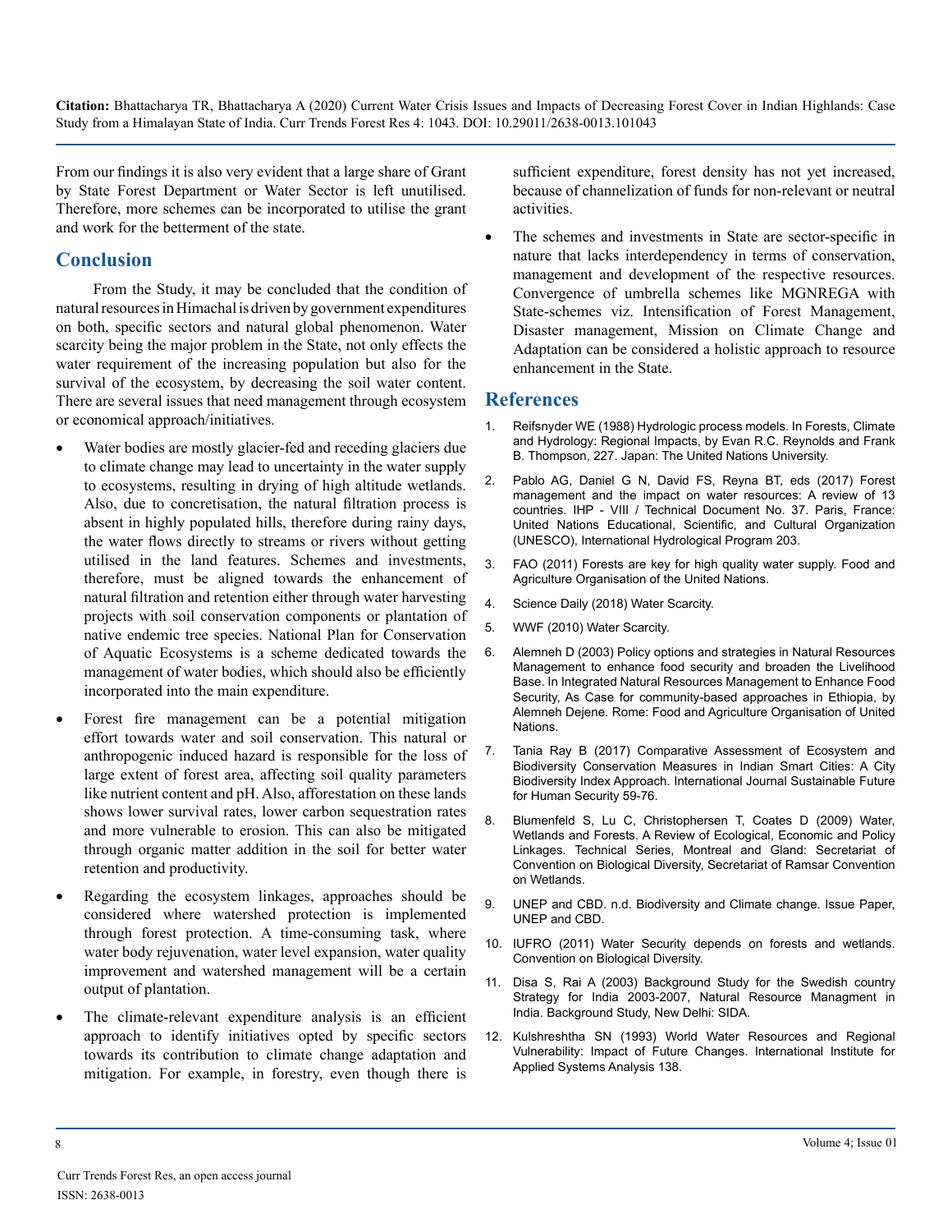From our findings it is also very evident that a large share of Grant by State Forest Department or Water Sector is left unutilised. Therefore, more schemes can be incorporated to utilise the grant and work for the betterment of the state.

## Conclusion

From the Study, it may be concluded that the condition of natural resources in Himachal is driven by government expenditures on both, specific sectors and natural global phenomenon. Water scarcity being the major problem in the State, not only effects the water requirement of the increasing population but also for the survival of the ecosystem, by decreasing the soil water content. There are several issues that need management through ecosystem or economical approach/initiatives.

- Water bodies are mostly glacier-fed and receding glaciers due to climate change may lead to uncertainty in the water supply to ecosystems, resulting in drying of high altitude wetlands. Also, due to concretisation, the natural filtration process is absent in highly populated hills, therefore during rainy days, the water flows directly to streams or rivers without getting utilised in the land features. Schemes and investments, therefore, must be aligned towards the enhancement of natural filtration and retention either through water harvesting projects with soil conservation components or plantation of native endemic tree species. National Plan for Conservation of Aquatic Ecosystems is a scheme dedicated towards the management of water bodies, which should also be efficiently incorporated into the main expenditure.

- Forest fire management can be a potential mitigation effort towards water and soil conservation. This natural or anthropogenic induced hazard is responsible for the loss of large extent of forest area, affecting soil quality parameters like nutrient content and pH. Also, afforestation on these lands shows lower survival rates, lower carbon sequestration rates and more vulnerable to erosion. This can also be mitigated through organic matter addition in the soil for better water retention and productivity.

- Regarding the ecosystem linkages, approaches should be considered where watershed protection is implemented through forest protection. A time-consuming task, where water body rejuvenation, water level expansion, water quality improvement and watershed management will be a certain output of plantation.

- The climate-relevant expenditure analysis is an efficient approach to identify initiatives opted by specific sectors towards its contribution to climate change adaptation and mitigation. For example, in forestry, even though there is sufficient expenditure, forest density has not yet increased, because of channelization of funds for non-relevant or neutral activities.

- The schemes and investments in State are sector-specific in nature that lacks interdependency in terms of conservation, management and development of the respective resources. Convergence of umbrella schemes like MGNREGA with State-schemes viz. Intensification of Forest Management, Disaster management, Mission on Climate Change and Adaptation can be considered a holistic approach to resource enhancement in the State.

## References

1. Reifsnyder WE (1988) Hydrologic process models. In Forests, Climate and Hydrology: Regional Impacts, by Evan R.C. Reynolds and Frank B. Thompson, 227. Japan: The United Nations University.

2. Pablo AG, Daniel G N, David FS, Reyna BT, eds (2017) Forest management and the impact on water resources: A review of 13 countries. IHP - VIII / Technical Document No. 37. Paris, France: United Nations Educational, Scientific, and Cultural Organization (UNESCO), International Hydrological Program 203.

3. FAO (2011) Forests are key for high quality water supply. Food and Agriculture Organisation of the United Nations.

4. Science Daily (2018) Water Scarcity.

5. WWF (2010) Water Scarcity.

6. Alemneh D (2003) Policy options and strategies in Natural Resources Management to enhance food security and broaden the Livelihood Base. In Integrated Natural Resources Management to Enhance Food Security, As Case for community-based approaches in Ethiopia, by Alemneh Dejene. Rome: Food and Agriculture Organisation of United Nations.

7. Tania Ray B (2017) Comparative Assessment of Ecosystem and Biodiversity Conservation Measures in Indian Smart Cities: A City Biodiversity Index Approach. International Journal Sustainable Future for Human Security 59-76.

8. Blumenfeld S, Lu C, Christophersen T, Coates D (2009) Water, Wetlands and Forests. A Review of Ecological, Economic and Policy Linkages. Technical Series, Montreal and Gland: Secretariat of Convention on Biological Diversity, Secretariat of Ramsar Convention on Wetlands.

9. UNEP and CBD. n.d. Biodiversity and Climate change. Issue Paper, UNEP and CBD.

10. IUFRO (2011) Water Security depends on forests and wetlands. Convention on Biological Diversity.

11. Disa S, Rai A (2003) Background Study for the Swedish country Strategy for India 2003-2007, Natural Resource Managment in India. Background Study, New Delhi: SIDA.

12. Kulshreshtha SN (1993) World Water Resources and Regional Vulnerability: Impact of Future Changes. International Institute for Applied Systems Analysis 138.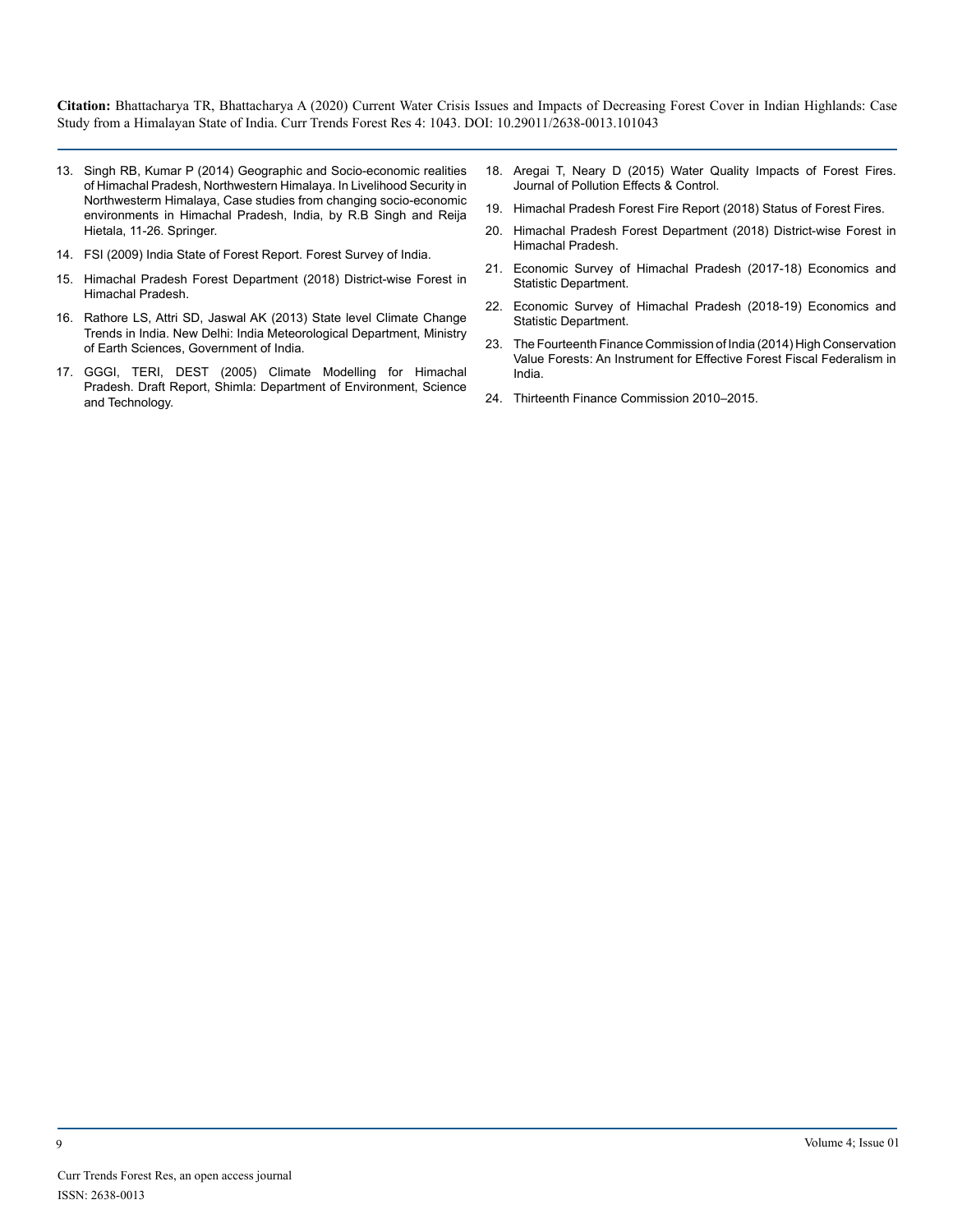13. Singh RB, Kumar P (2014) Geographic and Socio-economic realities of Himachal Pradesh, Northwestern Himalaya. In Livelihood Security in Northwesterm Himalaya, Case studies from changing socio-economic environments in Himachal Pradesh, India, by R.B Singh and Reija Hietala, 11-26. Springer.

14. FSI (2009) India State of Forest Report. Forest Survey of India.

15. Himachal Pradesh Forest Department (2018) District-wise Forest in Himachal Pradesh.

16. Rathore LS, Attri SD, Jaswal AK (2013) State level Climate Change Trends in India. New Delhi: India Meteorological Department, Ministry of Earth Sciences, Government of India.

17. GGGI, TERI, DEST (2005) Climate Modelling for Himachal Pradesh. Draft Report, Shimla: Department of Environment, Science and Technology.

18. Aregai T, Neary D (2015) Water Quality Impacts of Forest Fires. Journal of Pollution Effects & Control.

19. Himachal Pradesh Forest Fire Report (2018) Status of Forest Fires.

20. Himachal Pradesh Forest Department (2018) District-wise Forest in Himachal Pradesh.

21. Economic Survey of Himachal Pradesh (2017-18) Economics and Statistic Department.

22. Economic Survey of Himachal Pradesh (2018-19) Economics and Statistic Department.

23. The Fourteenth Finance Commission of India (2014) High Conservation Value Forests: An Instrument for Effective Forest Fiscal Federalism in India.

24. Thirteenth Finance Commission 2010–2015.